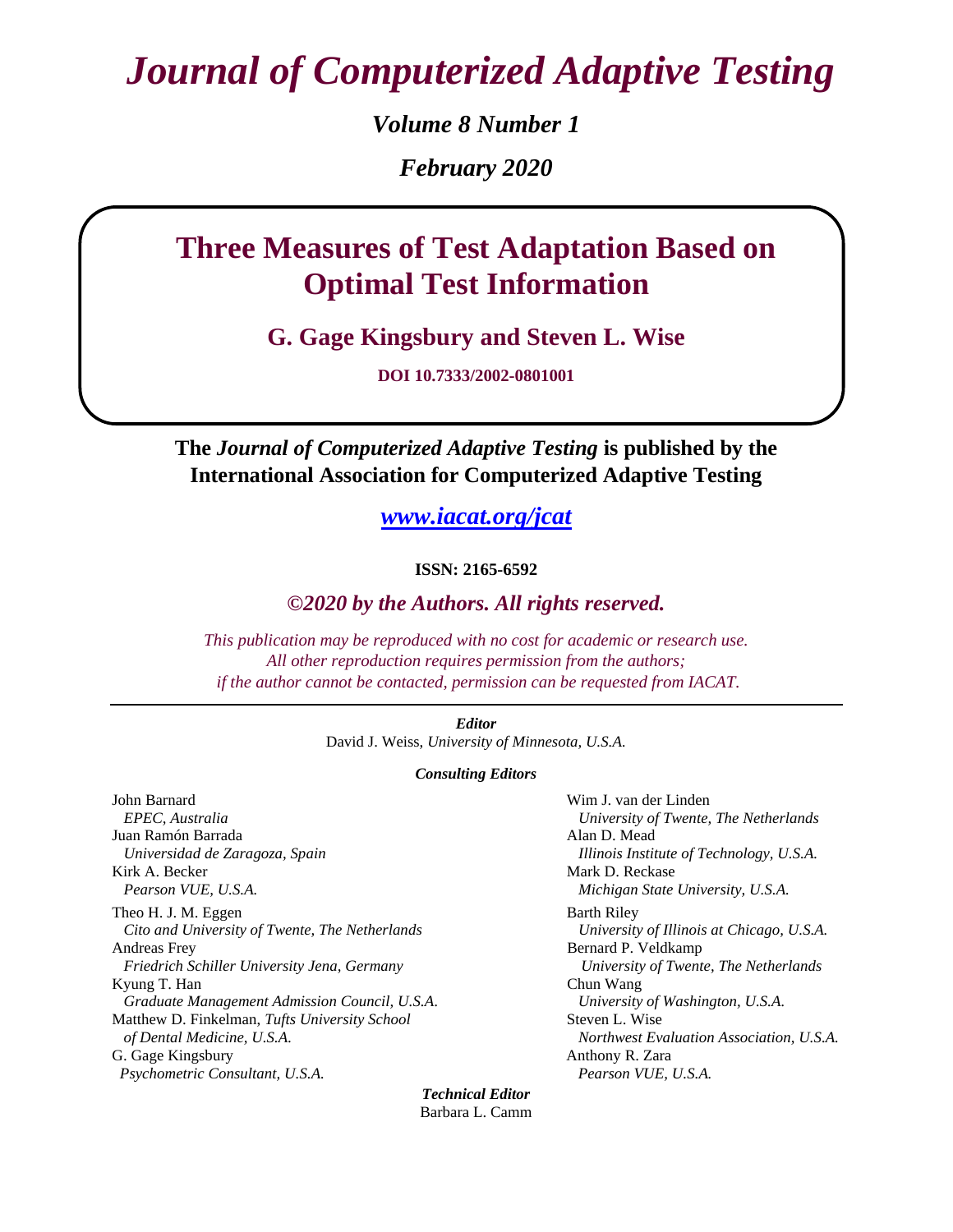# *Journal of Computerized Adaptive Testing*

***Volume 8 Number 1***

***February 2020***

## Three Measures of Test Adaptation Based on Optimal Test Information

**G. Gage Kingsbury and Steven L. Wise**

**DOI 10.7333/2002-0801001**

**The *Journal of Computerized Adaptive Testing* is published by the International Association for Computerized Adaptive Testing**

***www.iacat.org/jcat***

**ISSN: 2165-6592**

***©2020 by the Authors. All rights reserved.***

*This publication may be reproduced with no cost for academic or research use.*
*All other reproduction requires permission from the authors;*
*if the author cannot be contacted, permission can be requested from IACAT.*

---

***Editor***

David J. Weiss, *University of Minnesota, U.S.A.*

***Consulting Editors***

John Barnard
*EPEC, Australia*

Juan Ramón Barrada
*Universidad de Zaragoza, Spain*

Kirk A. Becker
*Pearson VUE, U.S.A.*

Theo H. J. M. Eggen
*Cito and University of Twente, The Netherlands*

Andreas Frey
*Friedrich Schiller University Jena, Germany*

Kyung T. Han
*Graduate Management Admission Council, U.S.A.*

Matthew D. Finkelman, *Tufts University School of Dental Medicine, U.S.A.*

G. Gage Kingsbury
*Psychometric Consultant, U.S.A.*

Wim J. van der Linden
*University of Twente, The Netherlands*

Alan D. Mead
*Illinois Institute of Technology, U.S.A.*

Mark D. Reckase
*Michigan State University, U.S.A.*

Barth Riley
*University of Illinois at Chicago, U.S.A.*

Bernard P. Veldkamp
*University of Twente, The Netherlands*

Chun Wang
*University of Washington, U.S.A.*

Steven L. Wise
*Northwest Evaluation Association, U.S.A.*

Anthony R. Zara
*Pearson VUE, U.S.A.*

***Technical Editor***

Barbara L. Camm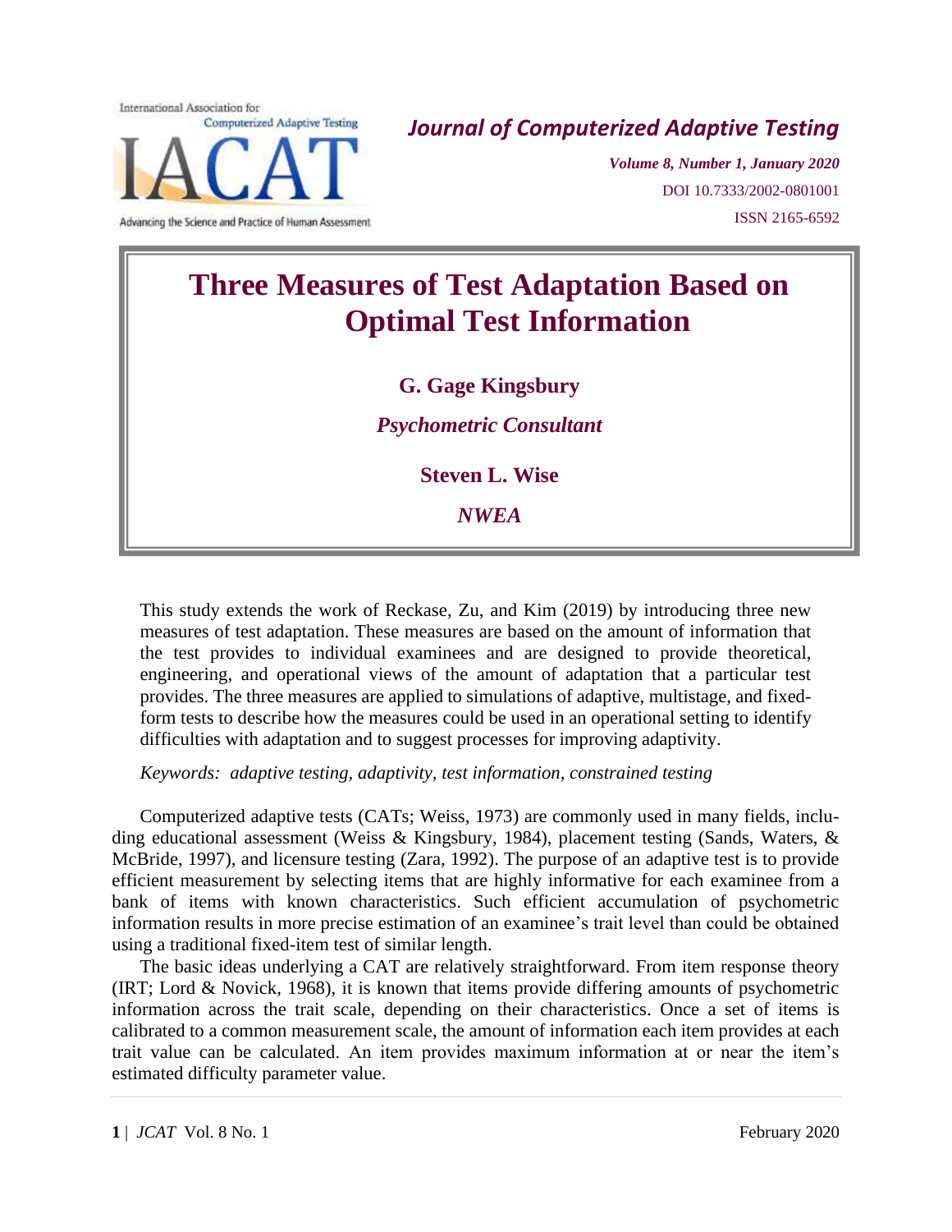# Three Measures of Test Adaptation Based on Optimal Test Information

**G. Gage Kingsbury**

*Psychometric Consultant*

**Steven L. Wise**

*NWEA*

This study extends the work of Reckase, Zu, and Kim (2019) by introducing three new measures of test adaptation. These measures are based on the amount of information that the test provides to individual examinees and are designed to provide theoretical, engineering, and operational views of the amount of adaptation that a particular test provides. The three measures are applied to simulations of adaptive, multistage, and fixed-form tests to describe how the measures could be used in an operational setting to identify difficulties with adaptation and to suggest processes for improving adaptivity.

*Keywords: adaptive testing, adaptivity, test information, constrained testing*

Computerized adaptive tests (CATs; Weiss, 1973) are commonly used in many fields, including educational assessment (Weiss & Kingsbury, 1984), placement testing (Sands, Waters, & McBride, 1997), and licensure testing (Zara, 1992). The purpose of an adaptive test is to provide efficient measurement by selecting items that are highly informative for each examinee from a bank of items with known characteristics. Such efficient accumulation of psychometric information results in more precise estimation of an examinee's trait level than could be obtained using a traditional fixed-item test of similar length.

The basic ideas underlying a CAT are relatively straightforward. From item response theory (IRT; Lord & Novick, 1968), it is known that items provide differing amounts of psychometric information across the trait scale, depending on their characteristics. Once a set of items is calibrated to a common measurement scale, the amount of information each item provides at each trait value can be calculated. An item provides maximum information at or near the item's estimated difficulty parameter value.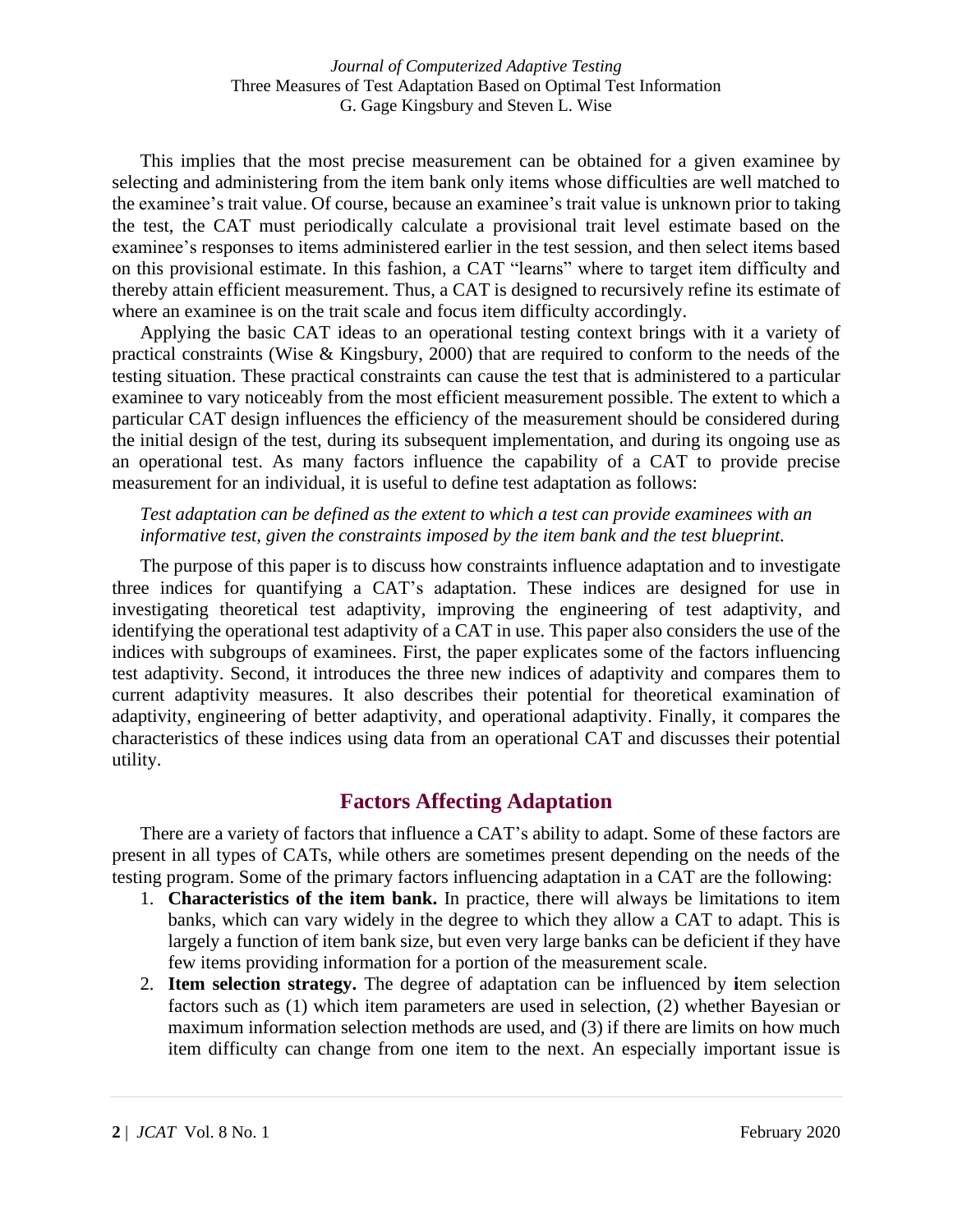This implies that the most precise measurement can be obtained for a given examinee by selecting and administering from the item bank only items whose difficulties are well matched to the examinee's trait value. Of course, because an examinee's trait value is unknown prior to taking the test, the CAT must periodically calculate a provisional trait level estimate based on the examinee's responses to items administered earlier in the test session, and then select items based on this provisional estimate. In this fashion, a CAT "learns" where to target item difficulty and thereby attain efficient measurement. Thus, a CAT is designed to recursively refine its estimate of where an examinee is on the trait scale and focus item difficulty accordingly.

Applying the basic CAT ideas to an operational testing context brings with it a variety of practical constraints (Wise & Kingsbury, 2000) that are required to conform to the needs of the testing situation. These practical constraints can cause the test that is administered to a particular examinee to vary noticeably from the most efficient measurement possible. The extent to which a particular CAT design influences the efficiency of the measurement should be considered during the initial design of the test, during its subsequent implementation, and during its ongoing use as an operational test. As many factors influence the capability of a CAT to provide precise measurement for an individual, it is useful to define test adaptation as follows:

*Test adaptation can be defined as the extent to which a test can provide examinees with an informative test, given the constraints imposed by the item bank and the test blueprint.*

The purpose of this paper is to discuss how constraints influence adaptation and to investigate three indices for quantifying a CAT's adaptation. These indices are designed for use in investigating theoretical test adaptivity, improving the engineering of test adaptivity, and identifying the operational test adaptivity of a CAT in use. This paper also considers the use of the indices with subgroups of examinees. First, the paper explicates some of the factors influencing test adaptivity. Second, it introduces the three new indices of adaptivity and compares them to current adaptivity measures. It also describes their potential for theoretical examination of adaptivity, engineering of better adaptivity, and operational adaptivity. Finally, it compares the characteristics of these indices using data from an operational CAT and discusses their potential utility.

## Factors Affecting Adaptation

There are a variety of factors that influence a CAT's ability to adapt. Some of these factors are present in all types of CATs, while others are sometimes present depending on the needs of the testing program. Some of the primary factors influencing adaptation in a CAT are the following:

1. **Characteristics of the item bank.** In practice, there will always be limitations to item banks, which can vary widely in the degree to which they allow a CAT to adapt. This is largely a function of item bank size, but even very large banks can be deficient if they have few items providing information for a portion of the measurement scale.
2. **Item selection strategy.** The degree of adaptation can be influenced by item selection factors such as (1) which item parameters are used in selection, (2) whether Bayesian or maximum information selection methods are used, and (3) if there are limits on how much item difficulty can change from one item to the next. An especially important issue is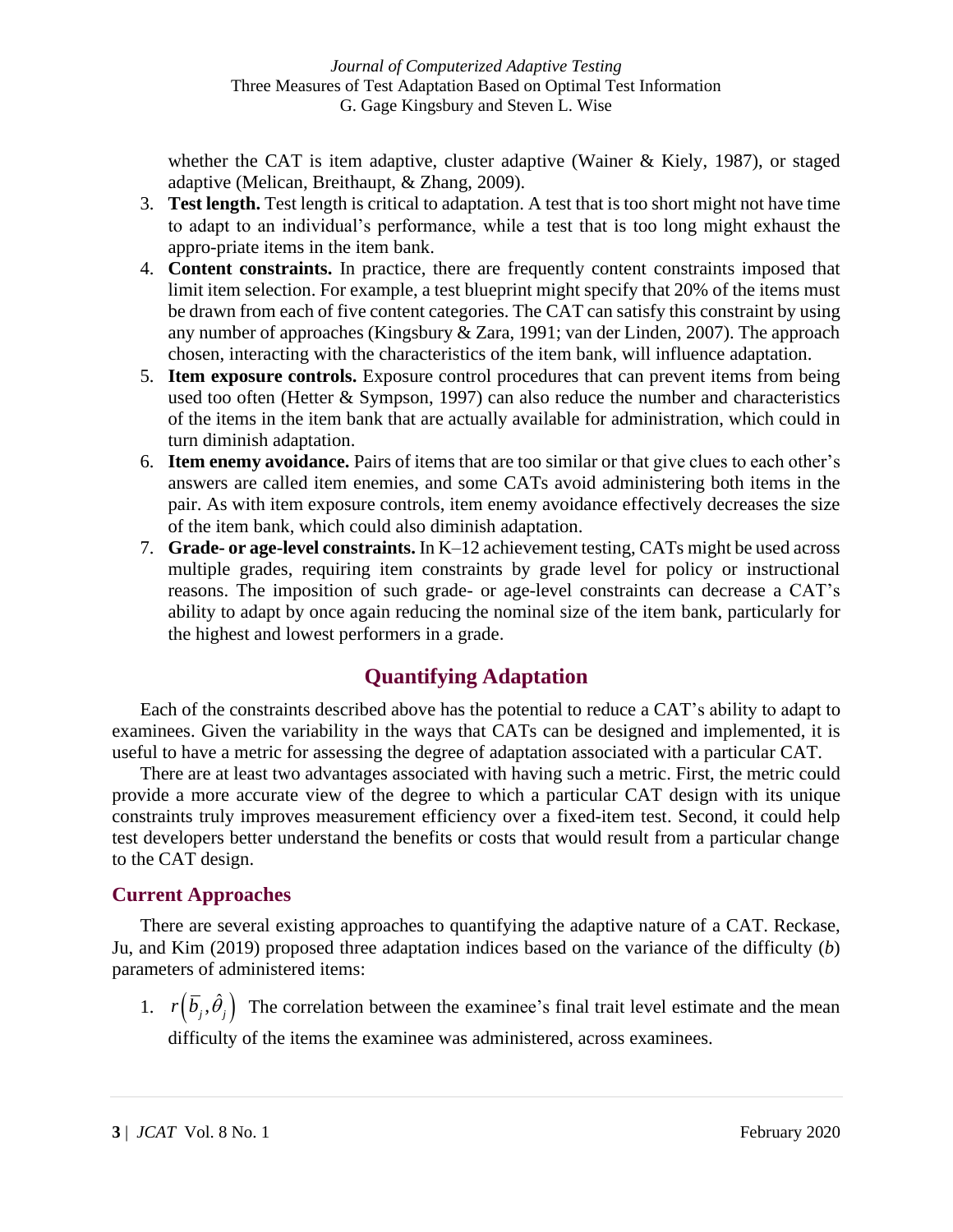whether the CAT is item adaptive, cluster adaptive (Wainer & Kiely, 1987), or staged adaptive (Melican, Breithaupt, & Zhang, 2009).

3. **Test length.** Test length is critical to adaptation. A test that is too short might not have time to adapt to an individual's performance, while a test that is too long might exhaust the appro-priate items in the item bank.
4. **Content constraints.** In practice, there are frequently content constraints imposed that limit item selection. For example, a test blueprint might specify that 20% of the items must be drawn from each of five content categories. The CAT can satisfy this constraint by using any number of approaches (Kingsbury & Zara, 1991; van der Linden, 2007). The approach chosen, interacting with the characteristics of the item bank, will influence adaptation.
5. **Item exposure controls.** Exposure control procedures that can prevent items from being used too often (Hetter & Sympson, 1997) can also reduce the number and characteristics of the items in the item bank that are actually available for administration, which could in turn diminish adaptation.
6. **Item enemy avoidance.** Pairs of items that are too similar or that give clues to each other's answers are called item enemies, and some CATs avoid administering both items in the pair. As with item exposure controls, item enemy avoidance effectively decreases the size of the item bank, which could also diminish adaptation.
7. **Grade- or age-level constraints.** In K–12 achievement testing, CATs might be used across multiple grades, requiring item constraints by grade level for policy or instructional reasons. The imposition of such grade- or age-level constraints can decrease a CAT's ability to adapt by once again reducing the nominal size of the item bank, particularly for the highest and lowest performers in a grade.

## Quantifying Adaptation

Each of the constraints described above has the potential to reduce a CAT's ability to adapt to examinees. Given the variability in the ways that CATs can be designed and implemented, it is useful to have a metric for assessing the degree of adaptation associated with a particular CAT.

There are at least two advantages associated with having such a metric. First, the metric could provide a more accurate view of the degree to which a particular CAT design with its unique constraints truly improves measurement efficiency over a fixed-item test. Second, it could help test developers better understand the benefits or costs that would result from a particular change to the CAT design.

### Current Approaches

There are several existing approaches to quantifying the adaptive nature of a CAT. Reckase, Ju, and Kim (2019) proposed three adaptation indices based on the variance of the difficulty (*b*) parameters of administered items:

1. $r\left(\bar{b}_j, \hat{\theta}_j\right)$ The correlation between the examinee's final trait level estimate and the mean difficulty of the items the examinee was administered, across examinees.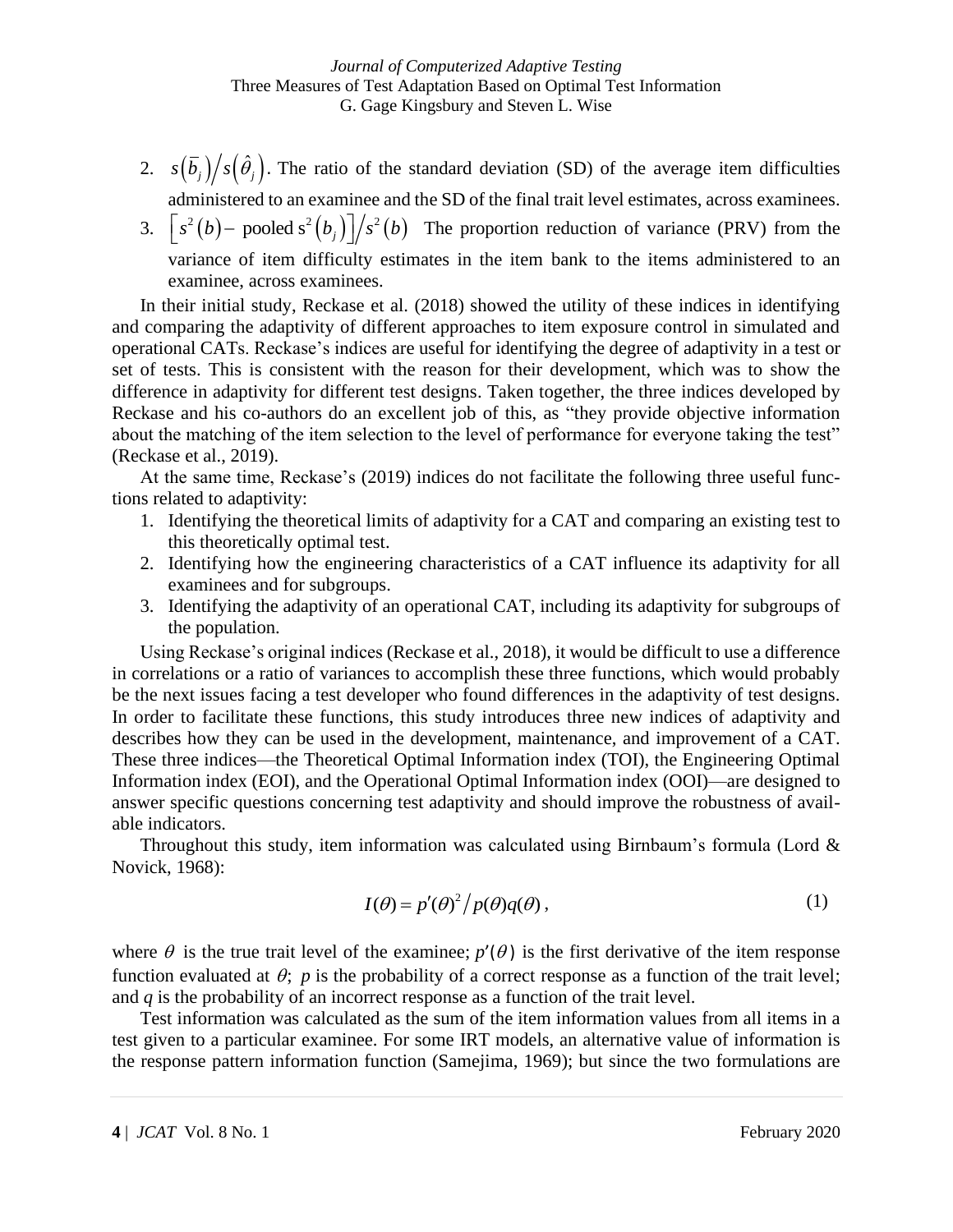2. $s\left(\bar{b}_j\right) / s\left(\hat{\theta}_j\right)$. The ratio of the standard deviation (SD) of the average item difficulties administered to an examinee and the SD of the final trait level estimates, across examinees.
3. $\left[s^2(b) - \text{pooled } s^2\left(b_j\right)\right] / s^2(b)$ The proportion reduction of variance (PRV) from the variance of item difficulty estimates in the item bank to the items administered to an examinee, across examinees.

In their initial study, Reckase et al. (2018) showed the utility of these indices in identifying and comparing the adaptivity of different approaches to item exposure control in simulated and operational CATs. Reckase's indices are useful for identifying the degree of adaptivity in a test or set of tests. This is consistent with the reason for their development, which was to show the difference in adaptivity for different test designs. Taken together, the three indices developed by Reckase and his co-authors do an excellent job of this, as "they provide objective information about the matching of the item selection to the level of performance for everyone taking the test" (Reckase et al., 2019).

At the same time, Reckase's (2019) indices do not facilitate the following three useful functions related to adaptivity:

1. Identifying the theoretical limits of adaptivity for a CAT and comparing an existing test to this theoretically optimal test.
2. Identifying how the engineering characteristics of a CAT influence its adaptivity for all examinees and for subgroups.
3. Identifying the adaptivity of an operational CAT, including its adaptivity for subgroups of the population.

Using Reckase's original indices (Reckase et al., 2018), it would be difficult to use a difference in correlations or a ratio of variances to accomplish these three functions, which would probably be the next issues facing a test developer who found differences in the adaptivity of test designs. In order to facilitate these functions, this study introduces three new indices of adaptivity and describes how they can be used in the development, maintenance, and improvement of a CAT. These three indices—the Theoretical Optimal Information index (TOI), the Engineering Optimal Information index (EOI), and the Operational Optimal Information index (OOI)—are designed to answer specific questions concerning test adaptivity and should improve the robustness of available indicators.

Throughout this study, item information was calculated using Birnbaum's formula (Lord & Novick, 1968):

$$I(\theta) = p'(\theta)^2 / p(\theta)q(\theta), \tag{1}$$

where $\theta$ is the true trait level of the examinee; $p'(\theta)$ is the first derivative of the item response function evaluated at $\theta$; $p$ is the probability of a correct response as a function of the trait level; and $q$ is the probability of an incorrect response as a function of the trait level.

Test information was calculated as the sum of the item information values from all items in a test given to a particular examinee. For some IRT models, an alternative value of information is the response pattern information function (Samejima, 1969); but since the two formulations are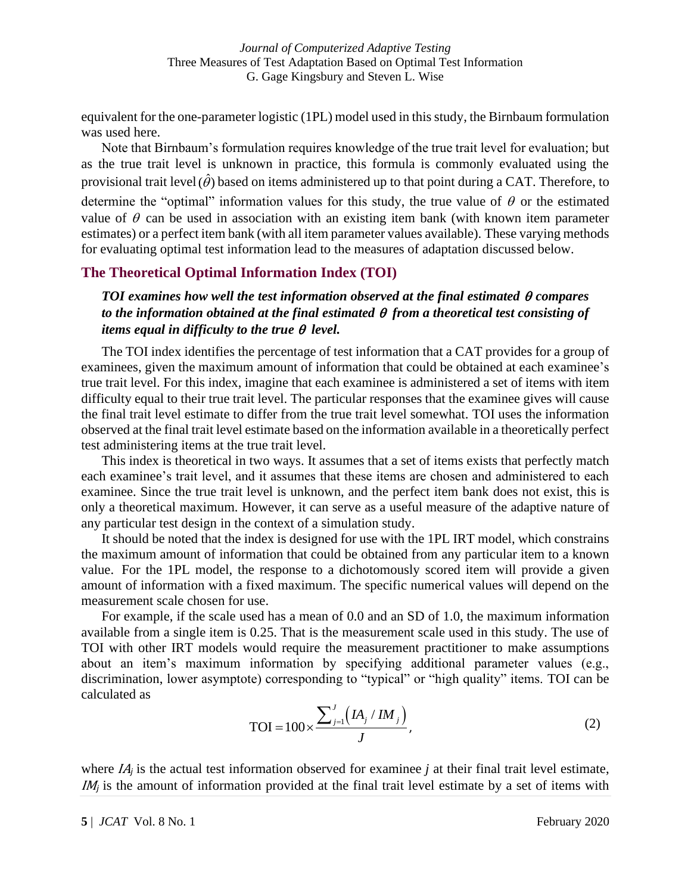equivalent for the one-parameter logistic (1PL) model used in this study, the Birnbaum formulation was used here.

Note that Birnbaum's formulation requires knowledge of the true trait level for evaluation; but as the true trait level is unknown in practice, this formula is commonly evaluated using the provisional trait level ($\hat{\theta}$) based on items administered up to that point during a CAT. Therefore, to determine the "optimal" information values for this study, the true value of $\theta$ or the estimated value of $\theta$ can be used in association with an existing item bank (with known item parameter estimates) or a perfect item bank (with all item parameter values available). These varying methods for evaluating optimal test information lead to the measures of adaptation discussed below.

## The Theoretical Optimal Information Index (TOI)

***TOI examines how well the test information observed at the final estimated $\theta$ compares to the information obtained at the final estimated $\theta$ from a theoretical test consisting of items equal in difficulty to the true $\theta$ level.***

The TOI index identifies the percentage of test information that a CAT provides for a group of examinees, given the maximum amount of information that could be obtained at each examinee's true trait level. For this index, imagine that each examinee is administered a set of items with item difficulty equal to their true trait level. The particular responses that the examinee gives will cause the final trait level estimate to differ from the true trait level somewhat. TOI uses the information observed at the final trait level estimate based on the information available in a theoretically perfect test administering items at the true trait level.

This index is theoretical in two ways. It assumes that a set of items exists that perfectly match each examinee's trait level, and it assumes that these items are chosen and administered to each examinee. Since the true trait level is unknown, and the perfect item bank does not exist, this is only a theoretical maximum. However, it can serve as a useful measure of the adaptive nature of any particular test design in the context of a simulation study.

It should be noted that the index is designed for use with the 1PL IRT model, which constrains the maximum amount of information that could be obtained from any particular item to a known value. For the 1PL model, the response to a dichotomously scored item will provide a given amount of information with a fixed maximum. The specific numerical values will depend on the measurement scale chosen for use.

For example, if the scale used has a mean of 0.0 and an SD of 1.0, the maximum information available from a single item is 0.25. That is the measurement scale used in this study. The use of TOI with other IRT models would require the measurement practitioner to make assumptions about an item's maximum information by specifying additional parameter values (e.g., discrimination, lower asymptote) corresponding to "typical" or "high quality" items. TOI can be calculated as

$$\text{TOI} = 100 \times \frac{\sum_{j=1}^{J} \left( IA_j / IM_j \right)}{J}, \tag{2}$$

where $IA_j$ is the actual test information observed for examinee $j$ at their final trait level estimate, $IM_j$ is the amount of information provided at the final trait level estimate by a set of items with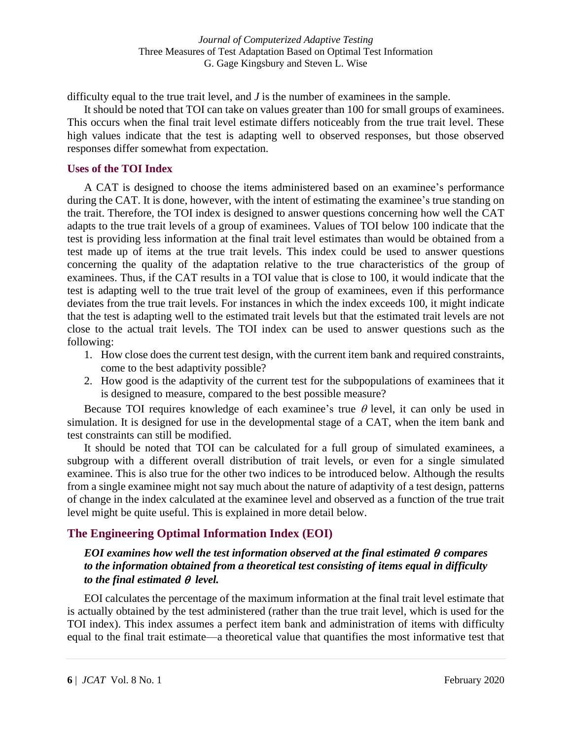difficulty equal to the true trait level, and $J$ is the number of examinees in the sample.

It should be noted that TOI can take on values greater than 100 for small groups of examinees. This occurs when the final trait level estimate differs noticeably from the true trait level. These high values indicate that the test is adapting well to observed responses, but those observed responses differ somewhat from expectation.

### Uses of the TOI Index

A CAT is designed to choose the items administered based on an examinee's performance during the CAT. It is done, however, with the intent of estimating the examinee's true standing on the trait. Therefore, the TOI index is designed to answer questions concerning how well the CAT adapts to the true trait levels of a group of examinees. Values of TOI below 100 indicate that the test is providing less information at the final trait level estimates than would be obtained from a test made up of items at the true trait levels. This index could be used to answer questions concerning the quality of the adaptation relative to the true characteristics of the group of examinees. Thus, if the CAT results in a TOI value that is close to 100, it would indicate that the test is adapting well to the true trait level of the group of examinees, even if this performance deviates from the true trait levels. For instances in which the index exceeds 100, it might indicate that the test is adapting well to the estimated trait levels but that the estimated trait levels are not close to the actual trait levels. The TOI index can be used to answer questions such as the following:

1. How close does the current test design, with the current item bank and required constraints, come to the best adaptivity possible?
2. How good is the adaptivity of the current test for the subpopulations of examinees that it is designed to measure, compared to the best possible measure?

Because TOI requires knowledge of each examinee's true $\theta$ level, it can only be used in simulation. It is designed for use in the developmental stage of a CAT, when the item bank and test constraints can still be modified.

It should be noted that TOI can be calculated for a full group of simulated examinees, a subgroup with a different overall distribution of trait levels, or even for a single simulated examinee. This is also true for the other two indices to be introduced below. Although the results from a single examinee might not say much about the nature of adaptivity of a test design, patterns of change in the index calculated at the examinee level and observed as a function of the true trait level might be quite useful. This is explained in more detail below.

## The Engineering Optimal Information Index (EOI)

***EOI examines how well the test information observed at the final estimated $\theta$ compares to the information obtained from a theoretical test consisting of items equal in difficulty to the final estimated $\theta$ level.***

EOI calculates the percentage of the maximum information at the final trait level estimate that is actually obtained by the test administered (rather than the true trait level, which is used for the TOI index). This index assumes a perfect item bank and administration of items with difficulty equal to the final trait estimate—a theoretical value that quantifies the most informative test that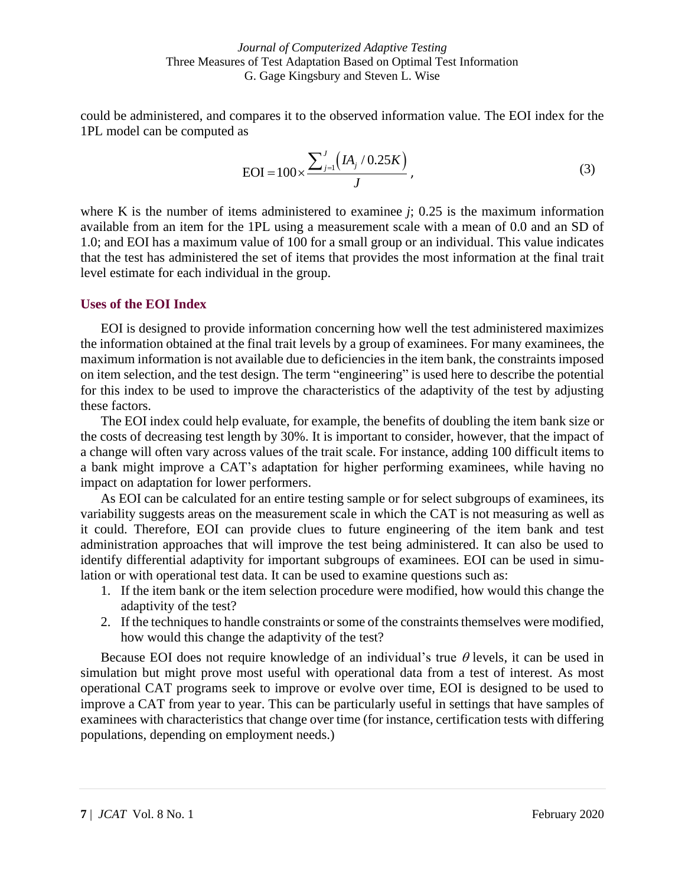could be administered, and compares it to the observed information value. The EOI index for the 1PL model can be computed as

$$\text{EOI} = 100 \times \frac{\sum_{j=1}^{J} \left( IA_j / 0.25K \right)}{J}, \tag{3}$$

where K is the number of items administered to examinee $j$; 0.25 is the maximum information available from an item for the 1PL using a measurement scale with a mean of 0.0 and an SD of 1.0; and EOI has a maximum value of 100 for a small group or an individual. This value indicates that the test has administered the set of items that provides the most information at the final trait level estimate for each individual in the group.

## Uses of the EOI Index

EOI is designed to provide information concerning how well the test administered maximizes the information obtained at the final trait levels by a group of examinees. For many examinees, the maximum information is not available due to deficiencies in the item bank, the constraints imposed on item selection, and the test design. The term "engineering" is used here to describe the potential for this index to be used to improve the characteristics of the adaptivity of the test by adjusting these factors.

The EOI index could help evaluate, for example, the benefits of doubling the item bank size or the costs of decreasing test length by 30%. It is important to consider, however, that the impact of a change will often vary across values of the trait scale. For instance, adding 100 difficult items to a bank might improve a CAT's adaptation for higher performing examinees, while having no impact on adaptation for lower performers.

As EOI can be calculated for an entire testing sample or for select subgroups of examinees, its variability suggests areas on the measurement scale in which the CAT is not measuring as well as it could. Therefore, EOI can provide clues to future engineering of the item bank and test administration approaches that will improve the test being administered. It can also be used to identify differential adaptivity for important subgroups of examinees. EOI can be used in simulation or with operational test data. It can be used to examine questions such as:

1. If the item bank or the item selection procedure were modified, how would this change the adaptivity of the test?
2. If the techniques to handle constraints or some of the constraints themselves were modified, how would this change the adaptivity of the test?

Because EOI does not require knowledge of an individual's true $\theta$ levels, it can be used in simulation but might prove most useful with operational data from a test of interest. As most operational CAT programs seek to improve or evolve over time, EOI is designed to be used to improve a CAT from year to year. This can be particularly useful in settings that have samples of examinees with characteristics that change over time (for instance, certification tests with differing populations, depending on employment needs.)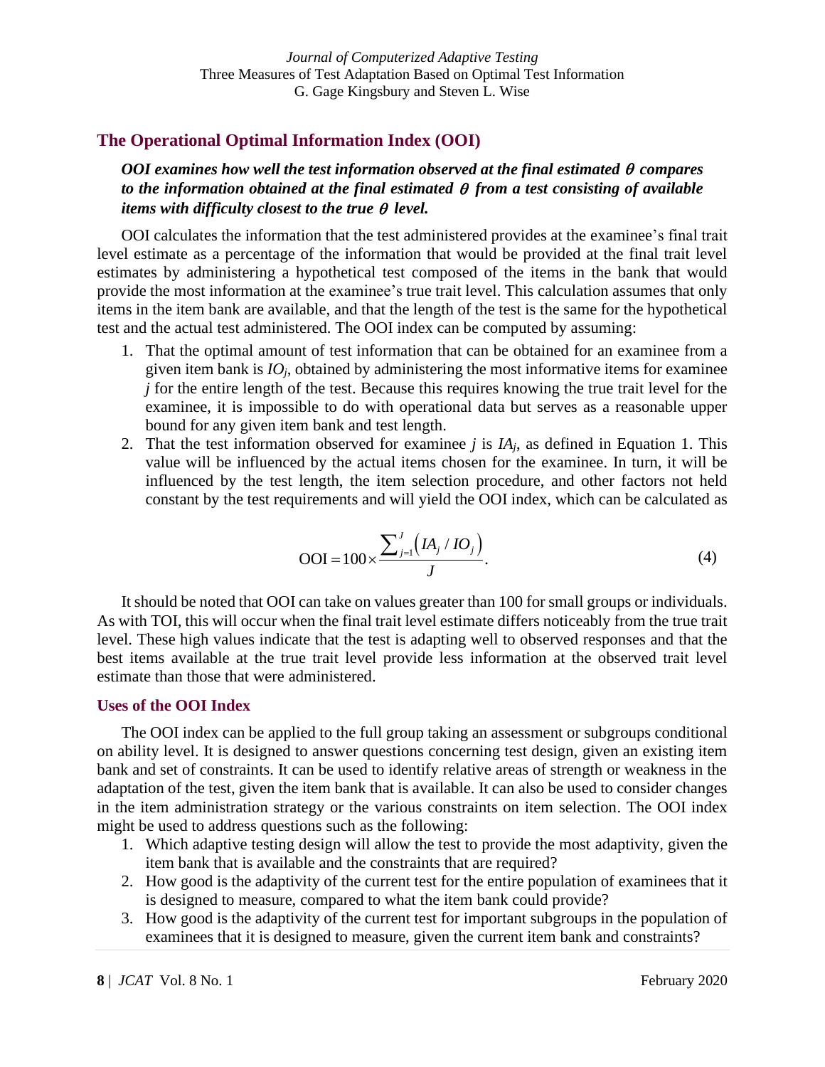## The Operational Optimal Information Index (OOI)

***OOI examines how well the test information observed at the final estimated $\theta$ compares to the information obtained at the final estimated $\theta$ from a test consisting of available items with difficulty closest to the true $\theta$ level.***

OOI calculates the information that the test administered provides at the examinee's final trait level estimate as a percentage of the information that would be provided at the final trait level estimates by administering a hypothetical test composed of the items in the bank that would provide the most information at the examinee's true trait level. This calculation assumes that only items in the item bank are available, and that the length of the test is the same for the hypothetical test and the actual test administered. The OOI index can be computed by assuming:

1. That the optimal amount of test information that can be obtained for an examinee from a given item bank is $IO_j$, obtained by administering the most informative items for examinee $j$ for the entire length of the test. Because this requires knowing the true trait level for the examinee, it is impossible to do with operational data but serves as a reasonable upper bound for any given item bank and test length.
2. That the test information observed for examinee $j$ is $IA_j$, as defined in Equation 1. This value will be influenced by the actual items chosen for the examinee. In turn, it will be influenced by the test length, the item selection procedure, and other factors not held constant by the test requirements and will yield the OOI index, which can be calculated as

$$\text{OOI} = 100 \times \frac{\sum_{j=1}^{J} \left( IA_j / IO_j \right)}{J}. \tag{4}$$

It should be noted that OOI can take on values greater than 100 for small groups or individuals. As with TOI, this will occur when the final trait level estimate differs noticeably from the true trait level. These high values indicate that the test is adapting well to observed responses and that the best items available at the true trait level provide less information at the observed trait level estimate than those that were administered.

### Uses of the OOI Index

The OOI index can be applied to the full group taking an assessment or subgroups conditional on ability level. It is designed to answer questions concerning test design, given an existing item bank and set of constraints. It can be used to identify relative areas of strength or weakness in the adaptation of the test, given the item bank that is available. It can also be used to consider changes in the item administration strategy or the various constraints on item selection. The OOI index might be used to address questions such as the following:

1. Which adaptive testing design will allow the test to provide the most adaptivity, given the item bank that is available and the constraints that are required?
2. How good is the adaptivity of the current test for the entire population of examinees that it is designed to measure, compared to what the item bank could provide?
3. How good is the adaptivity of the current test for important subgroups in the population of examinees that it is designed to measure, given the current item bank and constraints?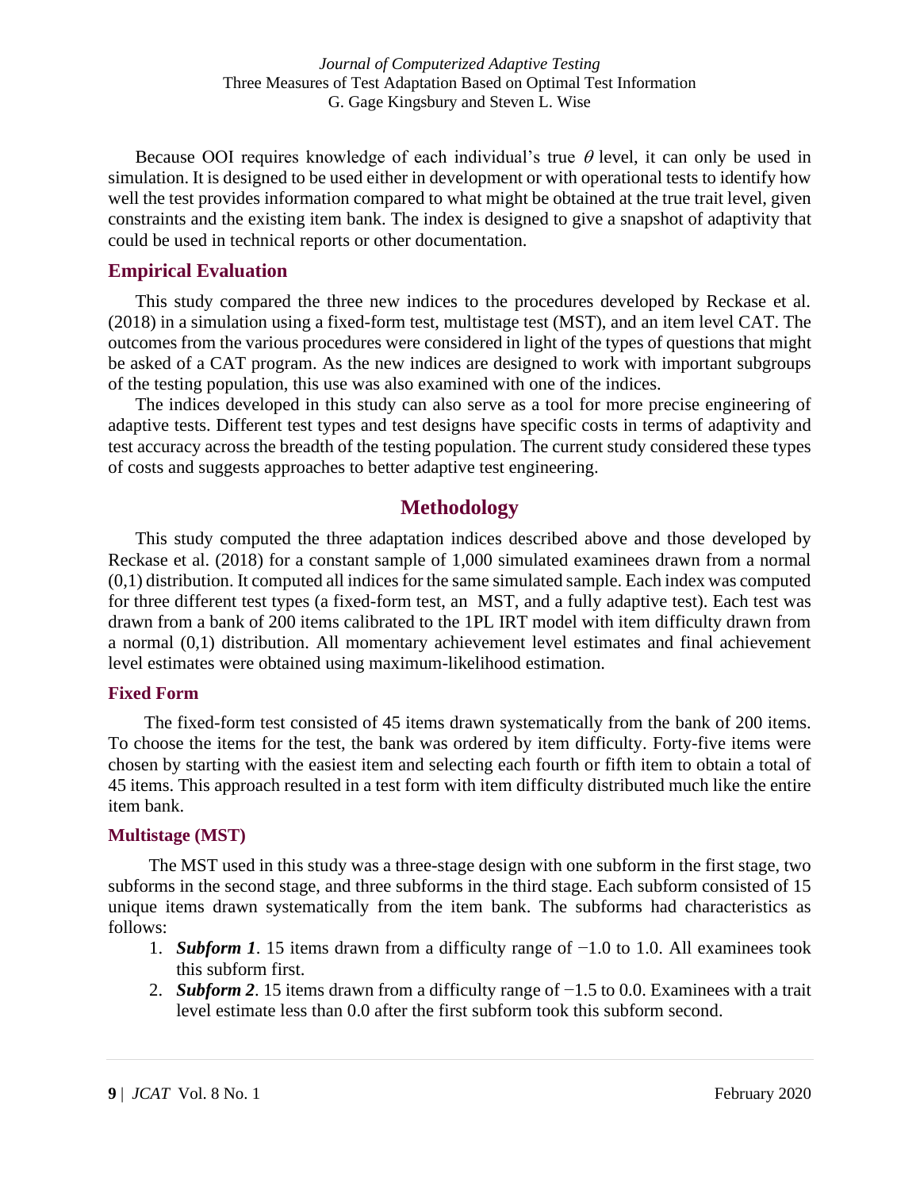Because OOI requires knowledge of each individual's true $\theta$ level, it can only be used in simulation. It is designed to be used either in development or with operational tests to identify how well the test provides information compared to what might be obtained at the true trait level, given constraints and the existing item bank. The index is designed to give a snapshot of adaptivity that could be used in technical reports or other documentation.

## Empirical Evaluation

This study compared the three new indices to the procedures developed by Reckase et al. (2018) in a simulation using a fixed-form test, multistage test (MST), and an item level CAT. The outcomes from the various procedures were considered in light of the types of questions that might be asked of a CAT program. As the new indices are designed to work with important subgroups of the testing population, this use was also examined with one of the indices.

The indices developed in this study can also serve as a tool for more precise engineering of adaptive tests. Different test types and test designs have specific costs in terms of adaptivity and test accuracy across the breadth of the testing population. The current study considered these types of costs and suggests approaches to better adaptive test engineering.

# Methodology

This study computed the three adaptation indices described above and those developed by Reckase et al. (2018) for a constant sample of 1,000 simulated examinees drawn from a normal (0,1) distribution. It computed all indices for the same simulated sample. Each index was computed for three different test types (a fixed-form test, an MST, and a fully adaptive test). Each test was drawn from a bank of 200 items calibrated to the 1PL IRT model with item difficulty drawn from a normal (0,1) distribution. All momentary achievement level estimates and final achievement level estimates were obtained using maximum-likelihood estimation.

### Fixed Form

The fixed-form test consisted of 45 items drawn systematically from the bank of 200 items. To choose the items for the test, the bank was ordered by item difficulty. Forty-five items were chosen by starting with the easiest item and selecting each fourth or fifth item to obtain a total of 45 items. This approach resulted in a test form with item difficulty distributed much like the entire item bank.

### Multistage (MST)

The MST used in this study was a three-stage design with one subform in the first stage, two subforms in the second stage, and three subforms in the third stage. Each subform consisted of 15 unique items drawn systematically from the item bank. The subforms had characteristics as follows:

1. ***Subform 1***. 15 items drawn from a difficulty range of −1.0 to 1.0. All examinees took this subform first.
2. ***Subform 2***. 15 items drawn from a difficulty range of −1.5 to 0.0. Examinees with a trait level estimate less than 0.0 after the first subform took this subform second.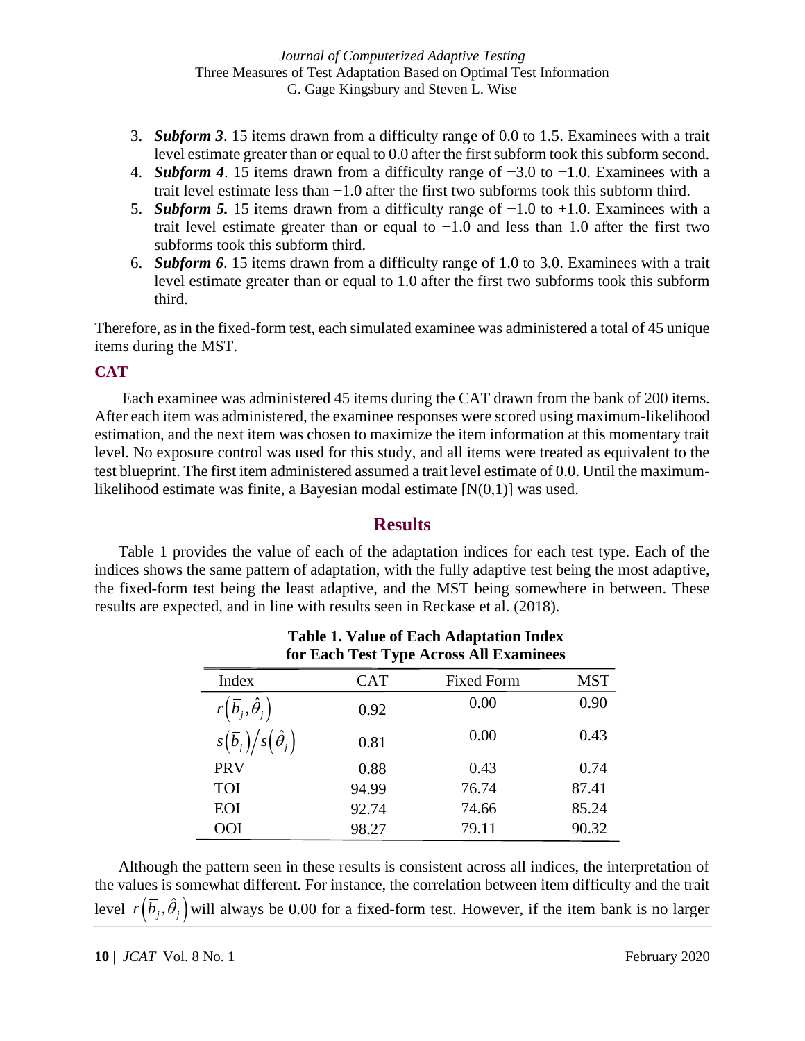3. ***Subform 3***. 15 items drawn from a difficulty range of 0.0 to 1.5. Examinees with a trait level estimate greater than or equal to 0.0 after the first subform took this subform second.
4. ***Subform 4***. 15 items drawn from a difficulty range of −3.0 to −1.0. Examinees with a trait level estimate less than −1.0 after the first two subforms took this subform third.
5. ***Subform 5.*** 15 items drawn from a difficulty range of −1.0 to +1.0. Examinees with a trait level estimate greater than or equal to −1.0 and less than 1.0 after the first two subforms took this subform third.
6. ***Subform 6***. 15 items drawn from a difficulty range of 1.0 to 3.0. Examinees with a trait level estimate greater than or equal to 1.0 after the first two subforms took this subform third.

Therefore, as in the fixed-form test, each simulated examinee was administered a total of 45 unique items during the MST.

### CAT

Each examinee was administered 45 items during the CAT drawn from the bank of 200 items. After each item was administered, the examinee responses were scored using maximum-likelihood estimation, and the next item was chosen to maximize the item information at this momentary trait level. No exposure control was used for this study, and all items were treated as equivalent to the test blueprint. The first item administered assumed a trait level estimate of 0.0. Until the maximum-likelihood estimate was finite, a Bayesian modal estimate [N(0,1)] was used.

## Results

Table 1 provides the value of each of the adaptation indices for each test type. Each of the indices shows the same pattern of adaptation, with the fully adaptive test being the most adaptive, the fixed-form test being the least adaptive, and the MST being somewhere in between. These results are expected, and in line with results seen in Reckase et al. (2018).

**Table 1. Value of Each Adaptation Index for Each Test Type Across All Examinees**

| Index | CAT | Fixed Form | MST |
|---|---|---|---|
| $r\left(\bar{b}_j, \hat{\theta}_j\right)$ | 0.92 | 0.00 | 0.90 |
| $s\left(\bar{b}_j\right)/s\left(\hat{\theta}_j\right)$ | 0.81 | 0.00 | 0.43 |
| PRV | 0.88 | 0.43 | 0.74 |
| TOI | 94.99 | 76.74 | 87.41 |
| EOI | 92.74 | 74.66 | 85.24 |
| OOI | 98.27 | 79.11 | 90.32 |

Although the pattern seen in these results is consistent across all indices, the interpretation of the values is somewhat different. For instance, the correlation between item difficulty and the trait level $r\left(\bar{b}_j, \hat{\theta}_j\right)$ will always be 0.00 for a fixed-form test. However, if the item bank is no larger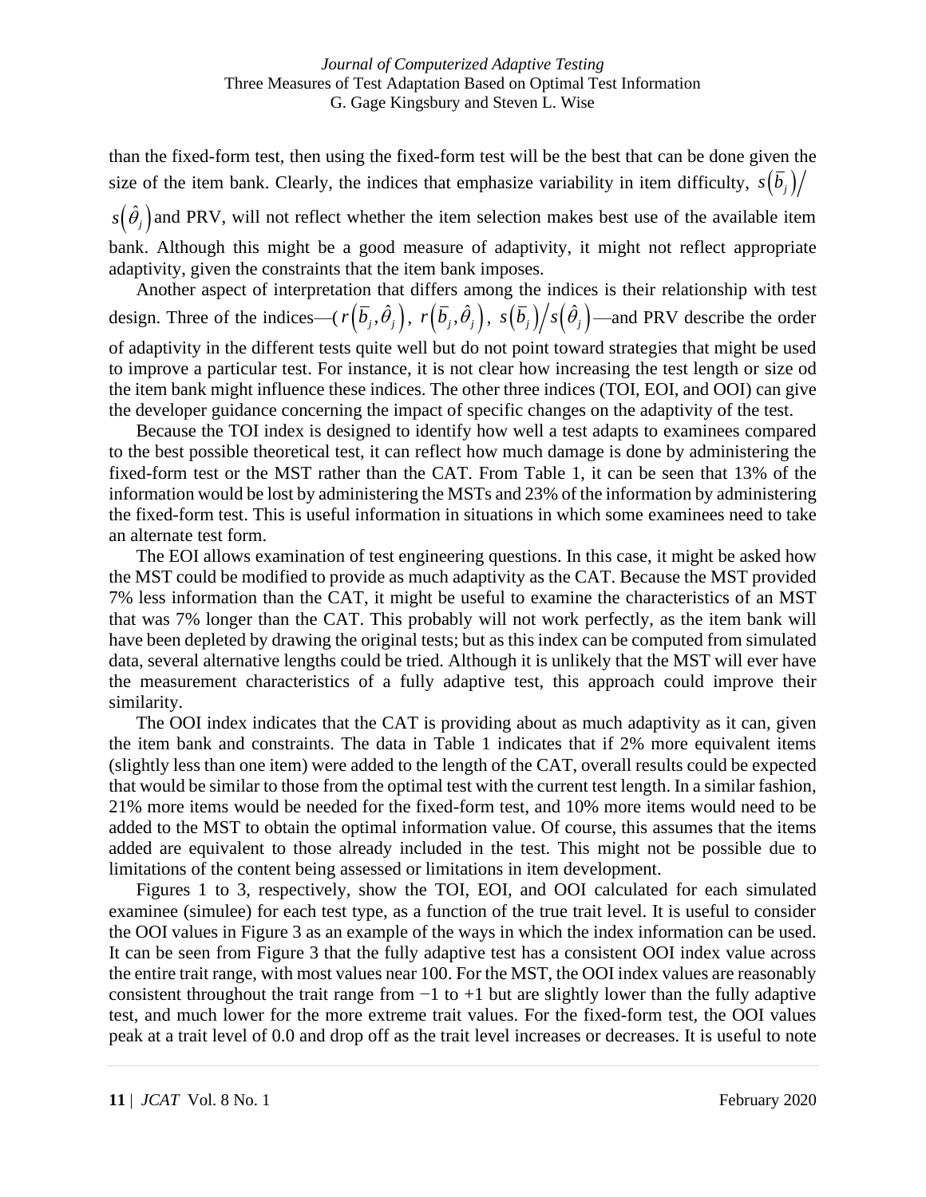than the fixed-form test, then using the fixed-form test will be the best that can be done given the size of the item bank. Clearly, the indices that emphasize variability in item difficulty, $s\left(\bar{b}_j\right)/s\left(\hat{\theta}_j\right)$ and PRV, will not reflect whether the item selection makes best use of the available item bank. Although this might be a good measure of adaptivity, it might not reflect appropriate adaptivity, given the constraints that the item bank imposes.

Another aspect of interpretation that differs among the indices is their relationship with test design. Three of the indices—($r\left(\bar{b}_j,\hat{\theta}_j\right)$, $r\left(\bar{b}_j,\hat{\theta}_j\right)$, $s\left(\bar{b}_j\right)/s\left(\hat{\theta}_j\right)$—and PRV describe the order of adaptivity in the different tests quite well but do not point toward strategies that might be used to improve a particular test. For instance, it is not clear how increasing the test length or size od the item bank might influence these indices. The other three indices (TOI, EOI, and OOI) can give the developer guidance concerning the impact of specific changes on the adaptivity of the test.

Because the TOI index is designed to identify how well a test adapts to examinees compared to the best possible theoretical test, it can reflect how much damage is done by administering the fixed-form test or the MST rather than the CAT. From Table 1, it can be seen that 13% of the information would be lost by administering the MSTs and 23% of the information by administering the fixed-form test. This is useful information in situations in which some examinees need to take an alternate test form.

The EOI allows examination of test engineering questions. In this case, it might be asked how the MST could be modified to provide as much adaptivity as the CAT. Because the MST provided 7% less information than the CAT, it might be useful to examine the characteristics of an MST that was 7% longer than the CAT. This probably will not work perfectly, as the item bank will have been depleted by drawing the original tests; but as this index can be computed from simulated data, several alternative lengths could be tried. Although it is unlikely that the MST will ever have the measurement characteristics of a fully adaptive test, this approach could improve their similarity.

The OOI index indicates that the CAT is providing about as much adaptivity as it can, given the item bank and constraints. The data in Table 1 indicates that if 2% more equivalent items (slightly less than one item) were added to the length of the CAT, overall results could be expected that would be similar to those from the optimal test with the current test length. In a similar fashion, 21% more items would be needed for the fixed-form test, and 10% more items would need to be added to the MST to obtain the optimal information value. Of course, this assumes that the items added are equivalent to those already included in the test. This might not be possible due to limitations of the content being assessed or limitations in item development.

Figures 1 to 3, respectively, show the TOI, EOI, and OOI calculated for each simulated examinee (simulee) for each test type, as a function of the true trait level. It is useful to consider the OOI values in Figure 3 as an example of the ways in which the index information can be used. It can be seen from Figure 3 that the fully adaptive test has a consistent OOI index value across the entire trait range, with most values near 100. For the MST, the OOI index values are reasonably consistent throughout the trait range from −1 to +1 but are slightly lower than the fully adaptive test, and much lower for the more extreme trait values. For the fixed-form test, the OOI values peak at a trait level of 0.0 and drop off as the trait level increases or decreases. It is useful to note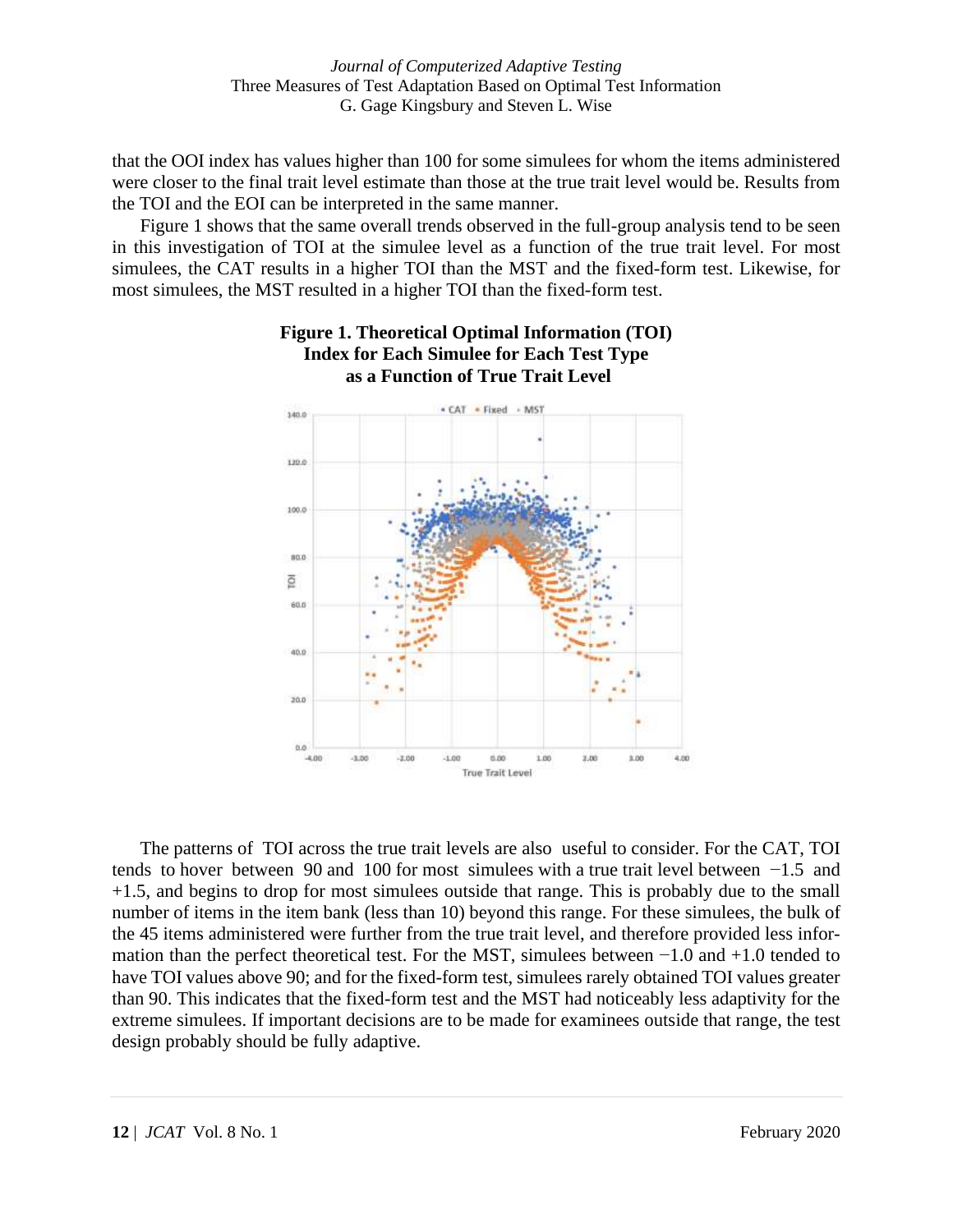that the OOI index has values higher than 100 for some simulees for whom the items administered were closer to the final trait level estimate than those at the true trait level would be. Results from the TOI and the EOI can be interpreted in the same manner.

Figure 1 shows that the same overall trends observed in the full-group analysis tend to be seen in this investigation of TOI at the simulee level as a function of the true trait level. For most simulees, the CAT results in a higher TOI than the MST and the fixed-form test. Likewise, for most simulees, the MST resulted in a higher TOI than the fixed-form test.

**Figure 1. Theoretical Optimal Information (TOI) Index for Each Simulee for Each Test Type as a Function of True Trait Level**

The patterns of TOI across the true trait levels are also useful to consider. For the CAT, TOI tends to hover between 90 and 100 for most simulees with a true trait level between −1.5 and +1.5, and begins to drop for most simulees outside that range. This is probably due to the small number of items in the item bank (less than 10) beyond this range. For these simulees, the bulk of the 45 items administered were further from the true trait level, and therefore provided less information than the perfect theoretical test. For the MST, simulees between −1.0 and +1.0 tended to have TOI values above 90; and for the fixed-form test, simulees rarely obtained TOI values greater than 90. This indicates that the fixed-form test and the MST had noticeably less adaptivity for the extreme simulees. If important decisions are to be made for examinees outside that range, the test design probably should be fully adaptive.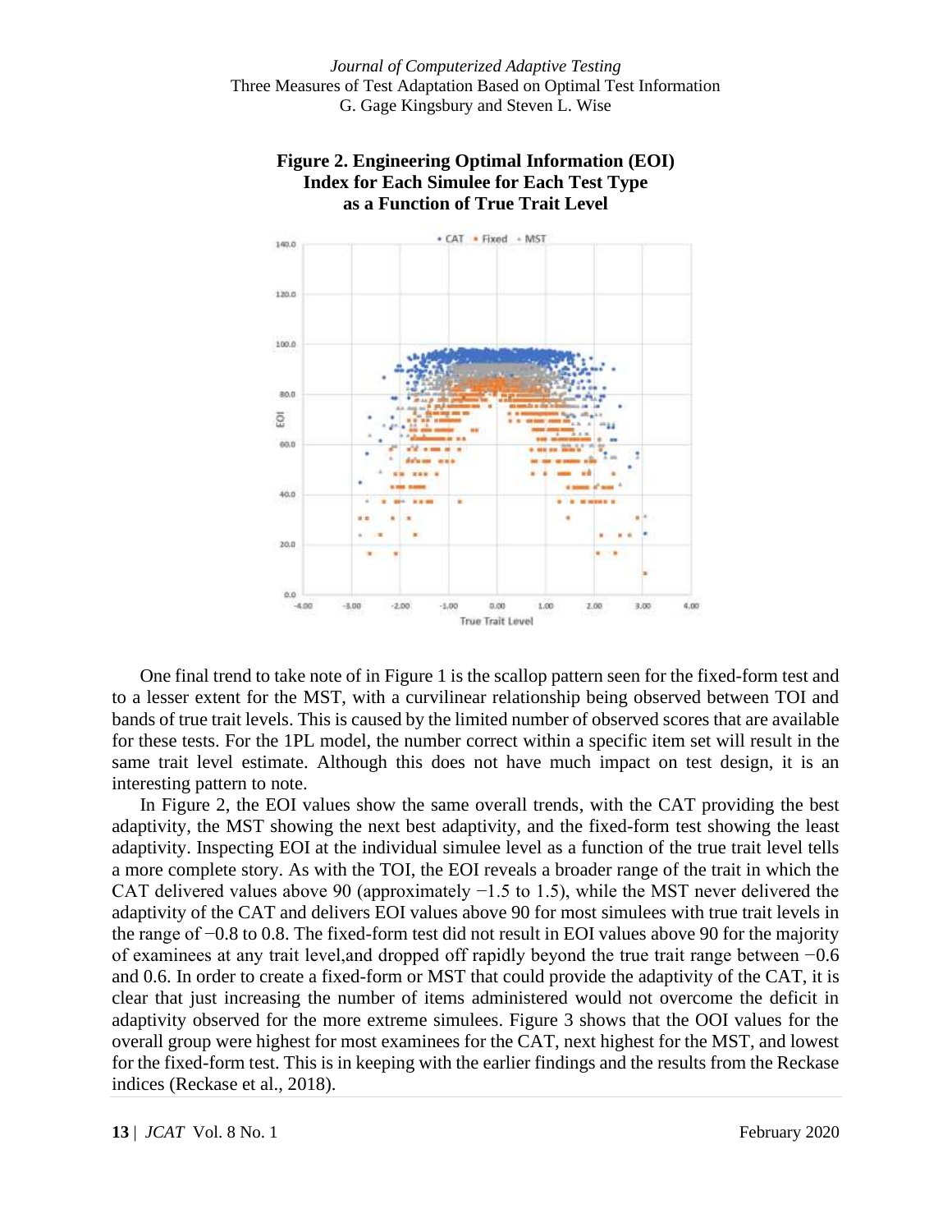**Figure 2. Engineering Optimal Information (EOI) Index for Each Simulee for Each Test Type as a Function of True Trait Level**

One final trend to take note of in Figure 1 is the scallop pattern seen for the fixed-form test and to a lesser extent for the MST, with a curvilinear relationship being observed between TOI and bands of true trait levels. This is caused by the limited number of observed scores that are available for these tests. For the 1PL model, the number correct within a specific item set will result in the same trait level estimate. Although this does not have much impact on test design, it is an interesting pattern to note.

In Figure 2, the EOI values show the same overall trends, with the CAT providing the best adaptivity, the MST showing the next best adaptivity, and the fixed-form test showing the least adaptivity. Inspecting EOI at the individual simulee level as a function of the true trait level tells a more complete story. As with the TOI, the EOI reveals a broader range of the trait in which the CAT delivered values above 90 (approximately −1.5 to 1.5), while the MST never delivered the adaptivity of the CAT and delivers EOI values above 90 for most simulees with true trait levels in the range of −0.8 to 0.8. The fixed-form test did not result in EOI values above 90 for the majority of examinees at any trait level,and dropped off rapidly beyond the true trait range between −0.6 and 0.6. In order to create a fixed-form or MST that could provide the adaptivity of the CAT, it is clear that just increasing the number of items administered would not overcome the deficit in adaptivity observed for the more extreme simulees. Figure 3 shows that the OOI values for the overall group were highest for most examinees for the CAT, next highest for the MST, and lowest for the fixed-form test. This is in keeping with the earlier findings and the results from the Reckase indices (Reckase et al., 2018).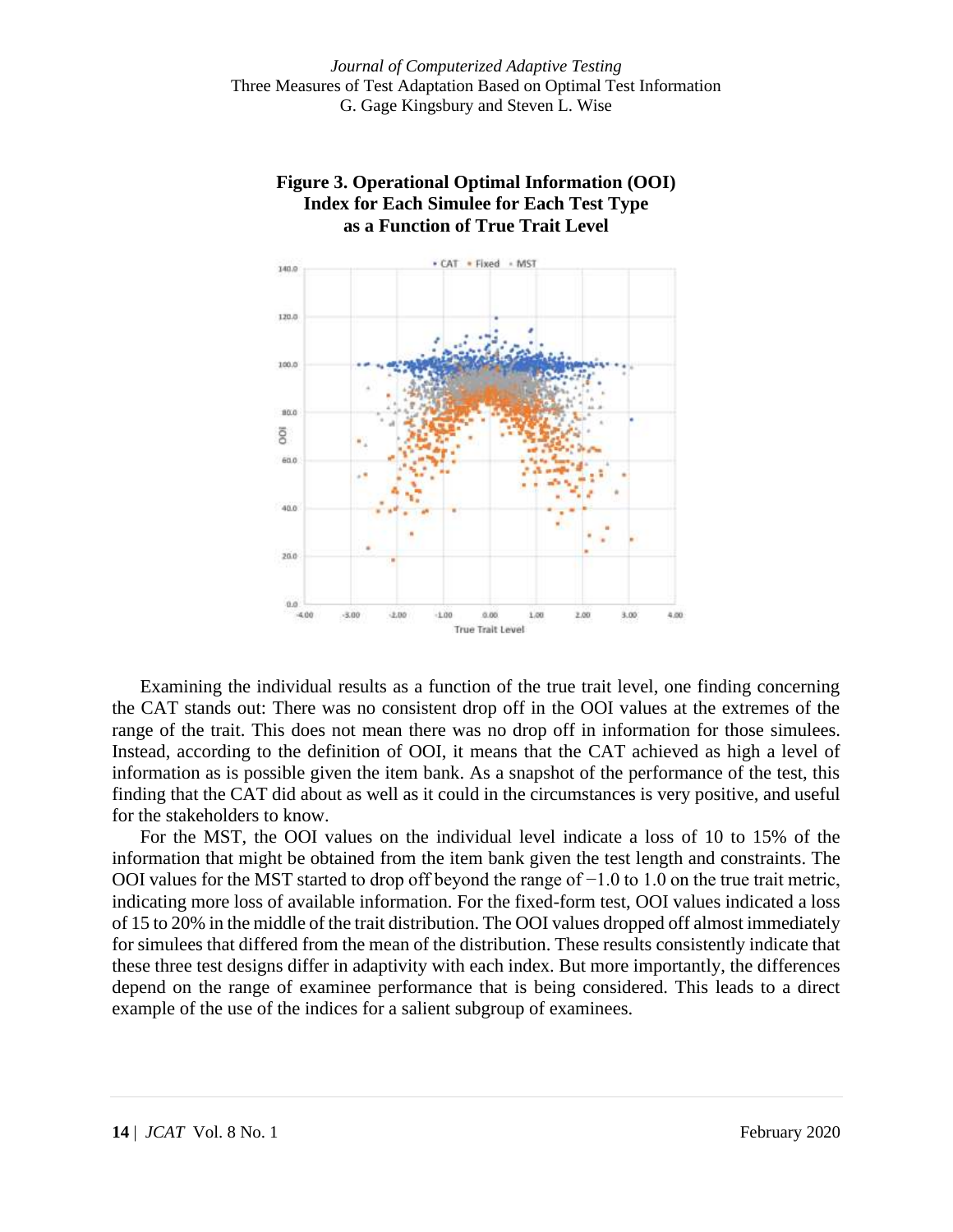**Figure 3. Operational Optimal Information (OOI) Index for Each Simulee for Each Test Type as a Function of True Trait Level**

Examining the individual results as a function of the true trait level, one finding concerning the CAT stands out: There was no consistent drop off in the OOI values at the extremes of the range of the trait. This does not mean there was no drop off in information for those simulees. Instead, according to the definition of OOI, it means that the CAT achieved as high a level of information as is possible given the item bank. As a snapshot of the performance of the test, this finding that the CAT did about as well as it could in the circumstances is very positive, and useful for the stakeholders to know.

For the MST, the OOI values on the individual level indicate a loss of 10 to 15% of the information that might be obtained from the item bank given the test length and constraints. The OOI values for the MST started to drop off beyond the range of −1.0 to 1.0 on the true trait metric, indicating more loss of available information. For the fixed-form test, OOI values indicated a loss of 15 to 20% in the middle of the trait distribution. The OOI values dropped off almost immediately for simulees that differed from the mean of the distribution. These results consistently indicate that these three test designs differ in adaptivity with each index. But more importantly, the differences depend on the range of examinee performance that is being considered. This leads to a direct example of the use of the indices for a salient subgroup of examinees.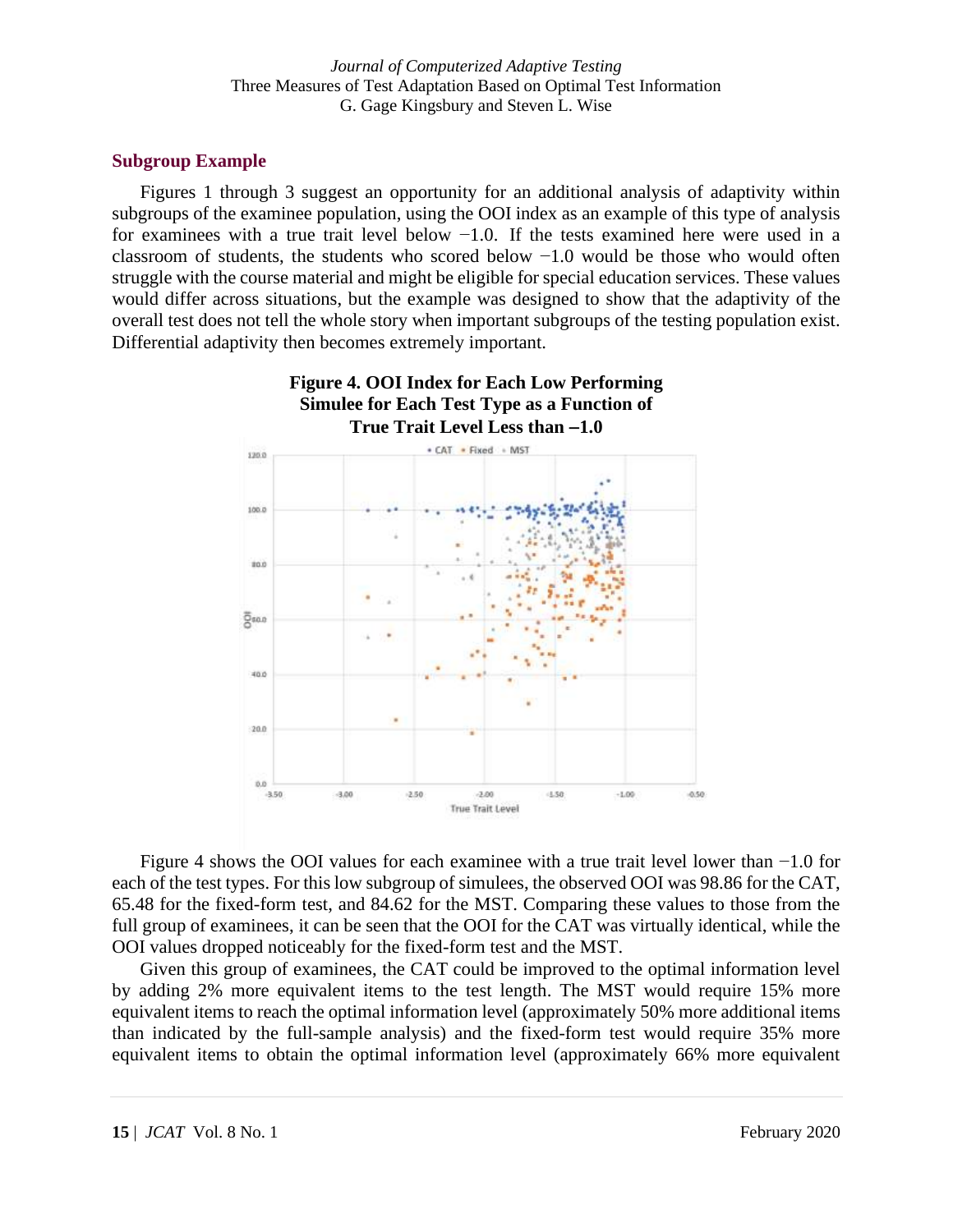## Subgroup Example

Figures 1 through 3 suggest an opportunity for an additional analysis of adaptivity within subgroups of the examinee population, using the OOI index as an example of this type of analysis for examinees with a true trait level below −1.0. If the tests examined here were used in a classroom of students, the students who scored below −1.0 would be those who would often struggle with the course material and might be eligible for special education services. These values would differ across situations, but the example was designed to show that the adaptivity of the overall test does not tell the whole story when important subgroups of the testing population exist. Differential adaptivity then becomes extremely important.

**Figure 4. OOI Index for Each Low Performing Simulee for Each Test Type as a Function of True Trait Level Less than −1.0**

Figure 4 shows the OOI values for each examinee with a true trait level lower than −1.0 for each of the test types. For this low subgroup of simulees, the observed OOI was 98.86 for the CAT, 65.48 for the fixed-form test, and 84.62 for the MST. Comparing these values to those from the full group of examinees, it can be seen that the OOI for the CAT was virtually identical, while the OOI values dropped noticeably for the fixed-form test and the MST.

Given this group of examinees, the CAT could be improved to the optimal information level by adding 2% more equivalent items to the test length. The MST would require 15% more equivalent items to reach the optimal information level (approximately 50% more additional items than indicated by the full-sample analysis) and the fixed-form test would require 35% more equivalent items to obtain the optimal information level (approximately 66% more equivalent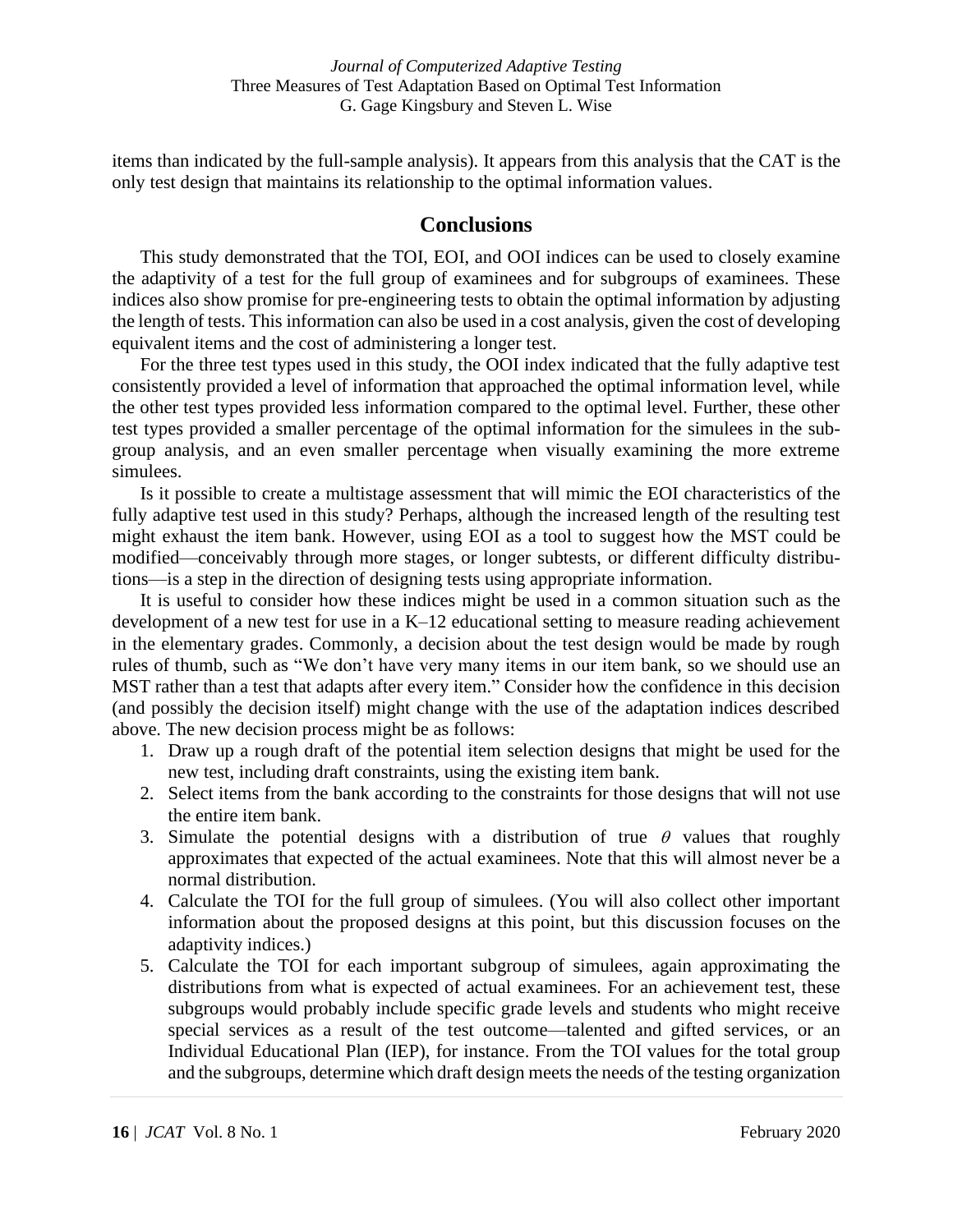items than indicated by the full-sample analysis). It appears from this analysis that the CAT is the only test design that maintains its relationship to the optimal information values.

## Conclusions

This study demonstrated that the TOI, EOI, and OOI indices can be used to closely examine the adaptivity of a test for the full group of examinees and for subgroups of examinees. These indices also show promise for pre-engineering tests to obtain the optimal information by adjusting the length of tests. This information can also be used in a cost analysis, given the cost of developing equivalent items and the cost of administering a longer test.

For the three test types used in this study, the OOI index indicated that the fully adaptive test consistently provided a level of information that approached the optimal information level, while the other test types provided less information compared to the optimal level. Further, these other test types provided a smaller percentage of the optimal information for the simulees in the subgroup analysis, and an even smaller percentage when visually examining the more extreme simulees.

Is it possible to create a multistage assessment that will mimic the EOI characteristics of the fully adaptive test used in this study? Perhaps, although the increased length of the resulting test might exhaust the item bank. However, using EOI as a tool to suggest how the MST could be modified—conceivably through more stages, or longer subtests, or different difficulty distributions—is a step in the direction of designing tests using appropriate information.

It is useful to consider how these indices might be used in a common situation such as the development of a new test for use in a K–12 educational setting to measure reading achievement in the elementary grades. Commonly, a decision about the test design would be made by rough rules of thumb, such as "We don't have very many items in our item bank, so we should use an MST rather than a test that adapts after every item." Consider how the confidence in this decision (and possibly the decision itself) might change with the use of the adaptation indices described above. The new decision process might be as follows:

1. Draw up a rough draft of the potential item selection designs that might be used for the new test, including draft constraints, using the existing item bank.
2. Select items from the bank according to the constraints for those designs that will not use the entire item bank.
3. Simulate the potential designs with a distribution of true $\theta$ values that roughly approximates that expected of the actual examinees. Note that this will almost never be a normal distribution.
4. Calculate the TOI for the full group of simulees. (You will also collect other important information about the proposed designs at this point, but this discussion focuses on the adaptivity indices.)
5. Calculate the TOI for each important subgroup of simulees, again approximating the distributions from what is expected of actual examinees. For an achievement test, these subgroups would probably include specific grade levels and students who might receive special services as a result of the test outcome—talented and gifted services, or an Individual Educational Plan (IEP), for instance. From the TOI values for the total group and the subgroups, determine which draft design meets the needs of the testing organization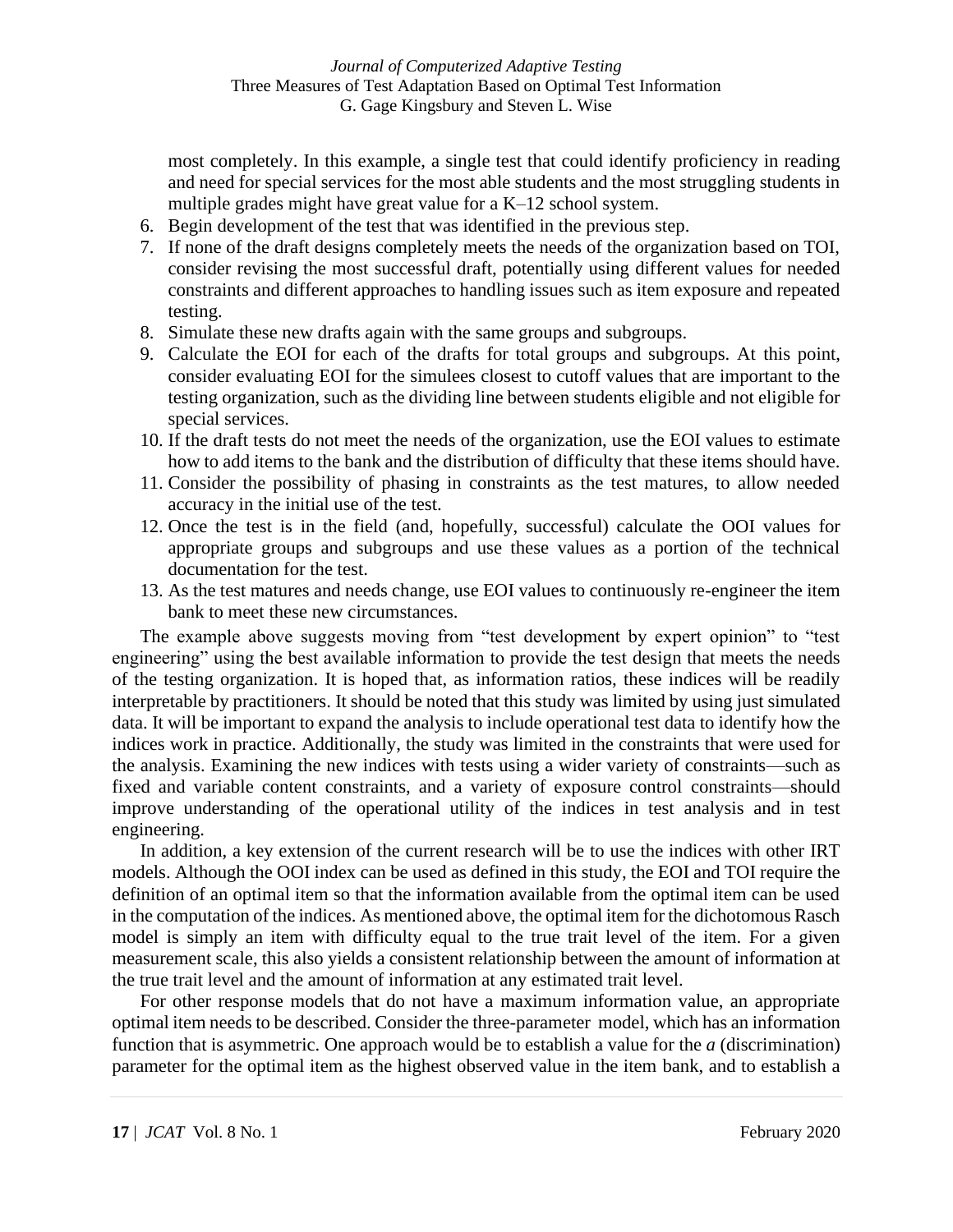most completely. In this example, a single test that could identify proficiency in reading and need for special services for the most able students and the most struggling students in multiple grades might have great value for a K–12 school system.

6. Begin development of the test that was identified in the previous step.
7. If none of the draft designs completely meets the needs of the organization based on TOI, consider revising the most successful draft, potentially using different values for needed constraints and different approaches to handling issues such as item exposure and repeated testing.
8. Simulate these new drafts again with the same groups and subgroups.
9. Calculate the EOI for each of the drafts for total groups and subgroups. At this point, consider evaluating EOI for the simulees closest to cutoff values that are important to the testing organization, such as the dividing line between students eligible and not eligible for special services.
10. If the draft tests do not meet the needs of the organization, use the EOI values to estimate how to add items to the bank and the distribution of difficulty that these items should have.
11. Consider the possibility of phasing in constraints as the test matures, to allow needed accuracy in the initial use of the test.
12. Once the test is in the field (and, hopefully, successful) calculate the OOI values for appropriate groups and subgroups and use these values as a portion of the technical documentation for the test.
13. As the test matures and needs change, use EOI values to continuously re-engineer the item bank to meet these new circumstances.

The example above suggests moving from "test development by expert opinion" to "test engineering" using the best available information to provide the test design that meets the needs of the testing organization. It is hoped that, as information ratios, these indices will be readily interpretable by practitioners. It should be noted that this study was limited by using just simulated data. It will be important to expand the analysis to include operational test data to identify how the indices work in practice. Additionally, the study was limited in the constraints that were used for the analysis. Examining the new indices with tests using a wider variety of constraints—such as fixed and variable content constraints, and a variety of exposure control constraints—should improve understanding of the operational utility of the indices in test analysis and in test engineering.

In addition, a key extension of the current research will be to use the indices with other IRT models. Although the OOI index can be used as defined in this study, the EOI and TOI require the definition of an optimal item so that the information available from the optimal item can be used in the computation of the indices. As mentioned above, the optimal item for the dichotomous Rasch model is simply an item with difficulty equal to the true trait level of the item. For a given measurement scale, this also yields a consistent relationship between the amount of information at the true trait level and the amount of information at any estimated trait level.

For other response models that do not have a maximum information value, an appropriate optimal item needs to be described. Consider the three-parameter model, which has an information function that is asymmetric. One approach would be to establish a value for the $a$ (discrimination) parameter for the optimal item as the highest observed value in the item bank, and to establish a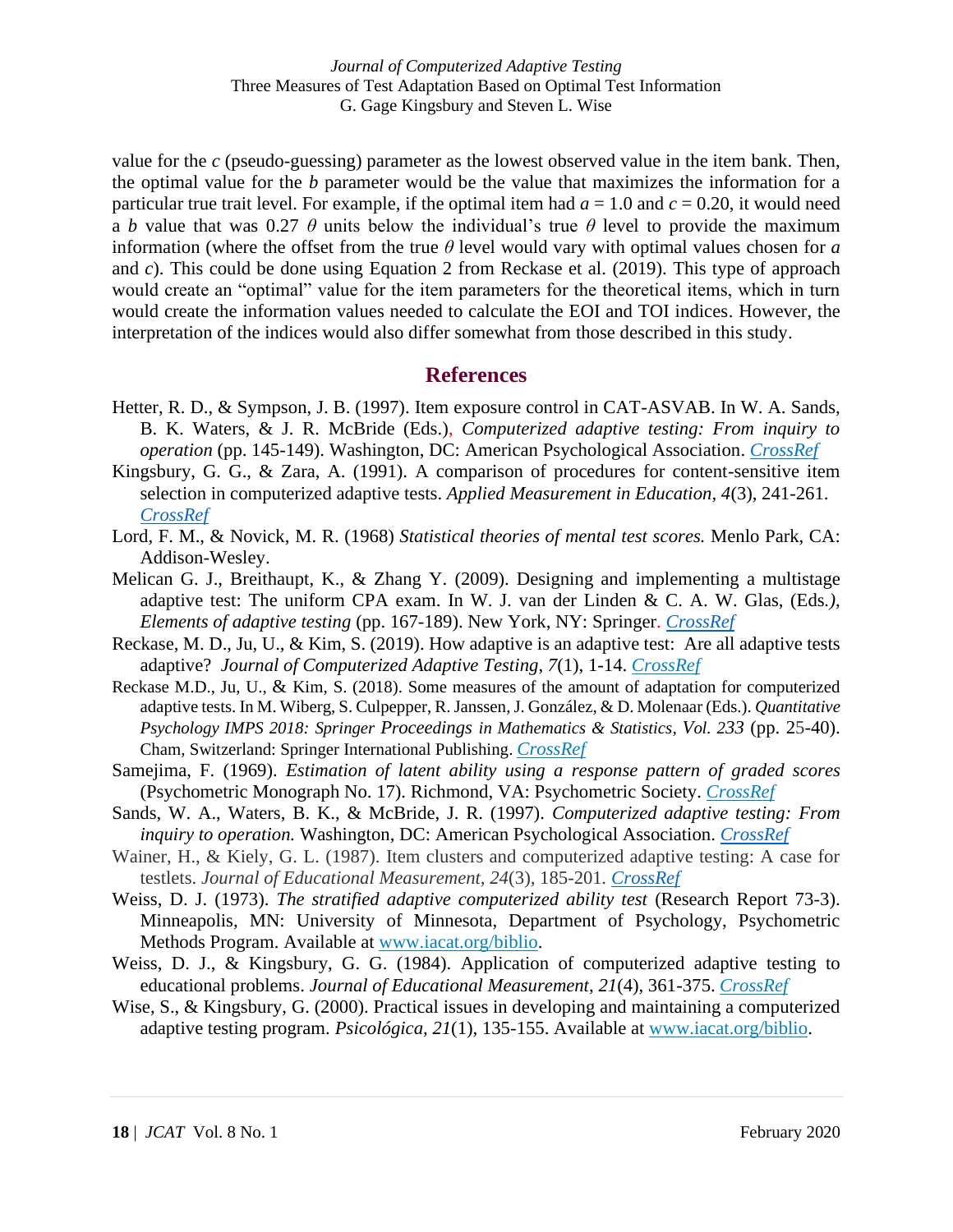value for the $c$ (pseudo-guessing) parameter as the lowest observed value in the item bank. Then, the optimal value for the $b$ parameter would be the value that maximizes the information for a particular true trait level. For example, if the optimal item had $a = 1.0$ and $c = 0.20$, it would need a $b$ value that was 0.27 $\theta$ units below the individual's true $\theta$ level to provide the maximum information (where the offset from the true $\theta$ level would vary with optimal values chosen for $a$ and $c$). This could be done using Equation 2 from Reckase et al. (2019). This type of approach would create an "optimal" value for the item parameters for the theoretical items, which in turn would create the information values needed to calculate the EOI and TOI indices. However, the interpretation of the indices would also differ somewhat from those described in this study.

## References

Hetter, R. D., & Sympson, J. B. (1997). Item exposure control in CAT-ASVAB. In W. A. Sands, B. K. Waters, & J. R. McBride (Eds.), *Computerized adaptive testing: From inquiry to operation* (pp. 145-149). Washington, DC: American Psychological Association. CrossRef

Kingsbury, G. G., & Zara, A. (1991). A comparison of procedures for content-sensitive item selection in computerized adaptive tests. *Applied Measurement in Education, 4*(3), 241-261. CrossRef

Lord, F. M., & Novick, M. R. (1968) *Statistical theories of mental test scores.* Menlo Park, CA: Addison-Wesley.

Melican G. J., Breithaupt, K., & Zhang Y. (2009). Designing and implementing a multistage adaptive test: The uniform CPA exam. In W. J. van der Linden & C. A. W. Glas, (Eds.), *Elements of adaptive testing* (pp. 167-189). New York, NY: Springer. CrossRef

Reckase, M. D., Ju, U., & Kim, S. (2019). How adaptive is an adaptive test: Are all adaptive tests adaptive? *Journal of Computerized Adaptive Testing, 7*(1), 1-14. CrossRef

Reckase M.D., Ju, U., & Kim, S. (2018). Some measures of the amount of adaptation for computerized adaptive tests. In M. Wiberg, S. Culpepper, R. Janssen, J. González, & D. Molenaar (Eds.). *Quantitative Psychology IMPS 2018: Springer Proceedings in Mathematics & Statistics, Vol. 233* (pp. 25-40). Cham, Switzerland: Springer International Publishing. CrossRef

Samejima, F. (1969). *Estimation of latent ability using a response pattern of graded scores* (Psychometric Monograph No. 17). Richmond, VA: Psychometric Society. CrossRef

Sands, W. A., Waters, B. K., & McBride, J. R. (1997). *Computerized adaptive testing: From inquiry to operation.* Washington, DC: American Psychological Association. CrossRef

Wainer, H., & Kiely, G. L. (1987). Item clusters and computerized adaptive testing: A case for testlets. *Journal of Educational Measurement, 24*(3), 185-201. CrossRef

Weiss, D. J. (1973). *The stratified adaptive computerized ability test* (Research Report 73-3). Minneapolis, MN: University of Minnesota, Department of Psychology, Psychometric Methods Program. Available at www.iacat.org/biblio.

Weiss, D. J., & Kingsbury, G. G. (1984). Application of computerized adaptive testing to educational problems. *Journal of Educational Measurement, 21*(4), 361-375. CrossRef

Wise, S., & Kingsbury, G. (2000). Practical issues in developing and maintaining a computerized adaptive testing program. *Psicológica, 21*(1), 135-155. Available at www.iacat.org/biblio.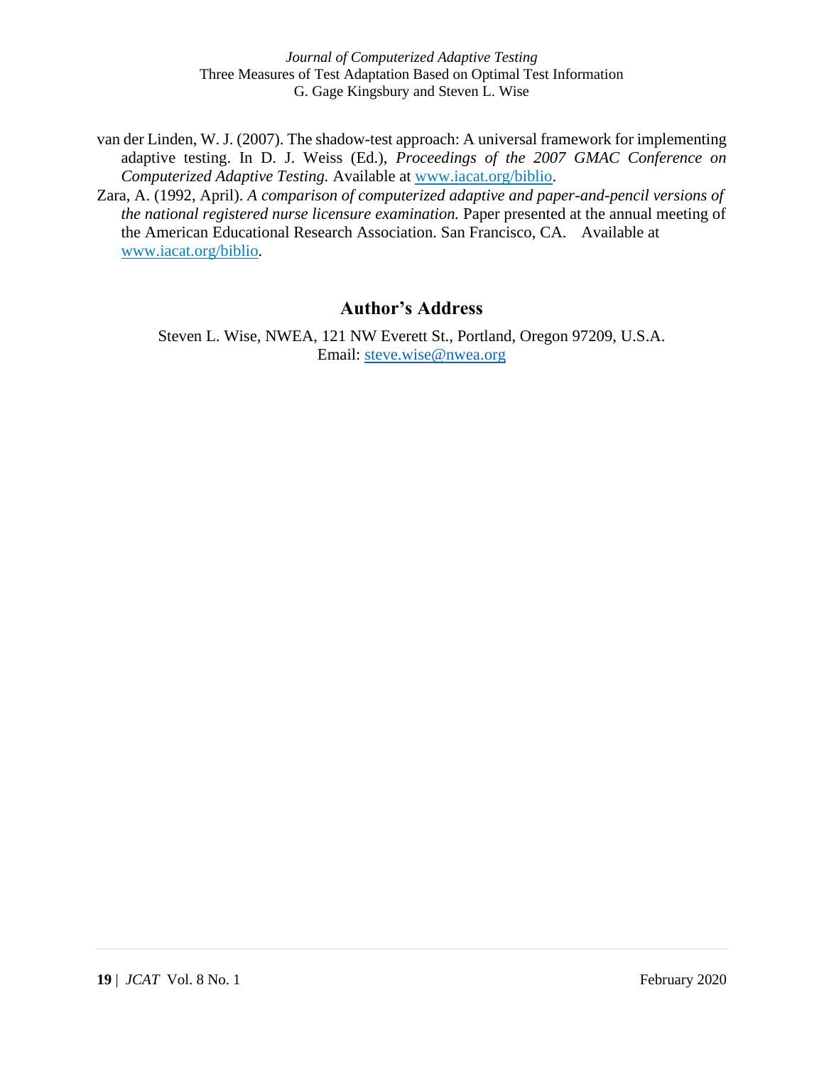van der Linden, W. J. (2007). The shadow-test approach: A universal framework for implementing adaptive testing. In D. J. Weiss (Ed.), *Proceedings of the 2007 GMAC Conference on Computerized Adaptive Testing.* Available at www.iacat.org/biblio.

Zara, A. (1992, April). *A comparison of computerized adaptive and paper-and-pencil versions of the national registered nurse licensure examination.* Paper presented at the annual meeting of the American Educational Research Association. San Francisco, CA. Available at www.iacat.org/biblio.

## Author's Address

Steven L. Wise, NWEA, 121 NW Everett St., Portland, Oregon 97209, U.S.A.
Email: steve.wise@nwea.org